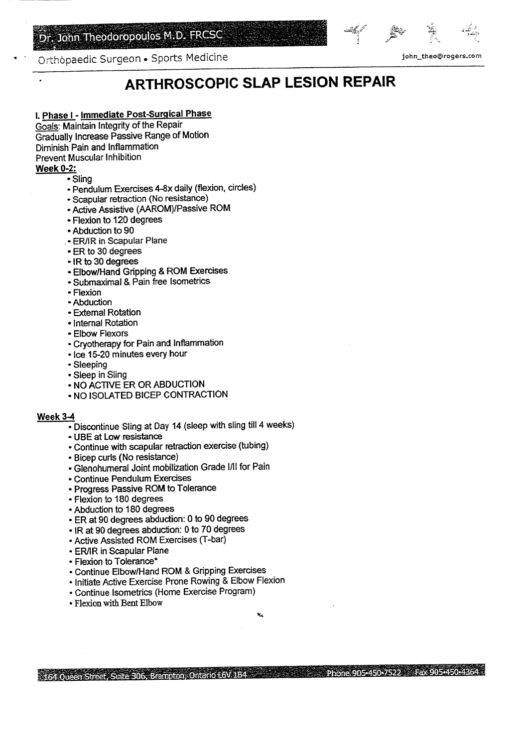Dr. John Theodoropoulos M.D. FRCSC

Orthopaedic Surgeon • Sports Medicine

john_theo@rogers.com

# ARTHROSCOPIC SLAP LESION REPAIR

## I. Phase I - Immediate Post-Surgical Phase

Goals: Maintain Integrity of the Repair
Gradually Increase Passive Range of Motion
Diminish Pain and Inflammation
Prevent Muscular Inhibition

### Week 0-2:

- Sling
- Pendulum Exercises 4-8x daily (flexion, circles)
- Scapular retraction (No resistance)
- Active Assistive (AAROM)/Passive ROM
- Flexion to 120 degrees
- Abduction to 90
- ER/IR in Scapular Plane
- ER to 30 degrees
- IR to 30 degrees
- Elbow/Hand Gripping & ROM Exercises
- Submaximal & Pain free Isometrics
- Flexion
- Abduction
- External Rotation
- Internal Rotation
- Elbow Flexors
- Cryotherapy for Pain and Inflammation
- Ice 15-20 minutes every hour
- Sleeping
- Sleep in Sling
- NO ACTIVE ER OR ABDUCTION
- NO ISOLATED BICEP CONTRACTION

### Week 3-4

- Discontinue Sling at Day 14 (sleep with sling till 4 weeks)
- UBE at Low resistance
- Continue with scapular retraction exercise (tubing)
- Bicep curls (No resistance)
- Glenohumeral Joint mobilization Grade I/II for Pain
- Continue Pendulum Exercises
- Progress Passive ROM to Tolerance
- Flexion to 180 degrees
- Abduction to 180 degrees
- ER at 90 degrees abduction: 0 to 90 degrees
- IR at 90 degrees abduction: 0 to 70 degrees
- Active Assisted ROM Exercises (T-bar)
- ER/IR in Scapular Plane
- Flexion to Tolerance*
- Continue Elbow/Hand ROM & Gripping Exercises
- Initiate Active Exercise Prone Rowing & Elbow Flexion
- Continue Isometrics (Home Exercise Program)
- Flexion with Bent Elbow

164 Queen Street, Suite 306, Brampton, Ontario L6V 1B4 Phone 905-450-7522 Fax 905-450-4364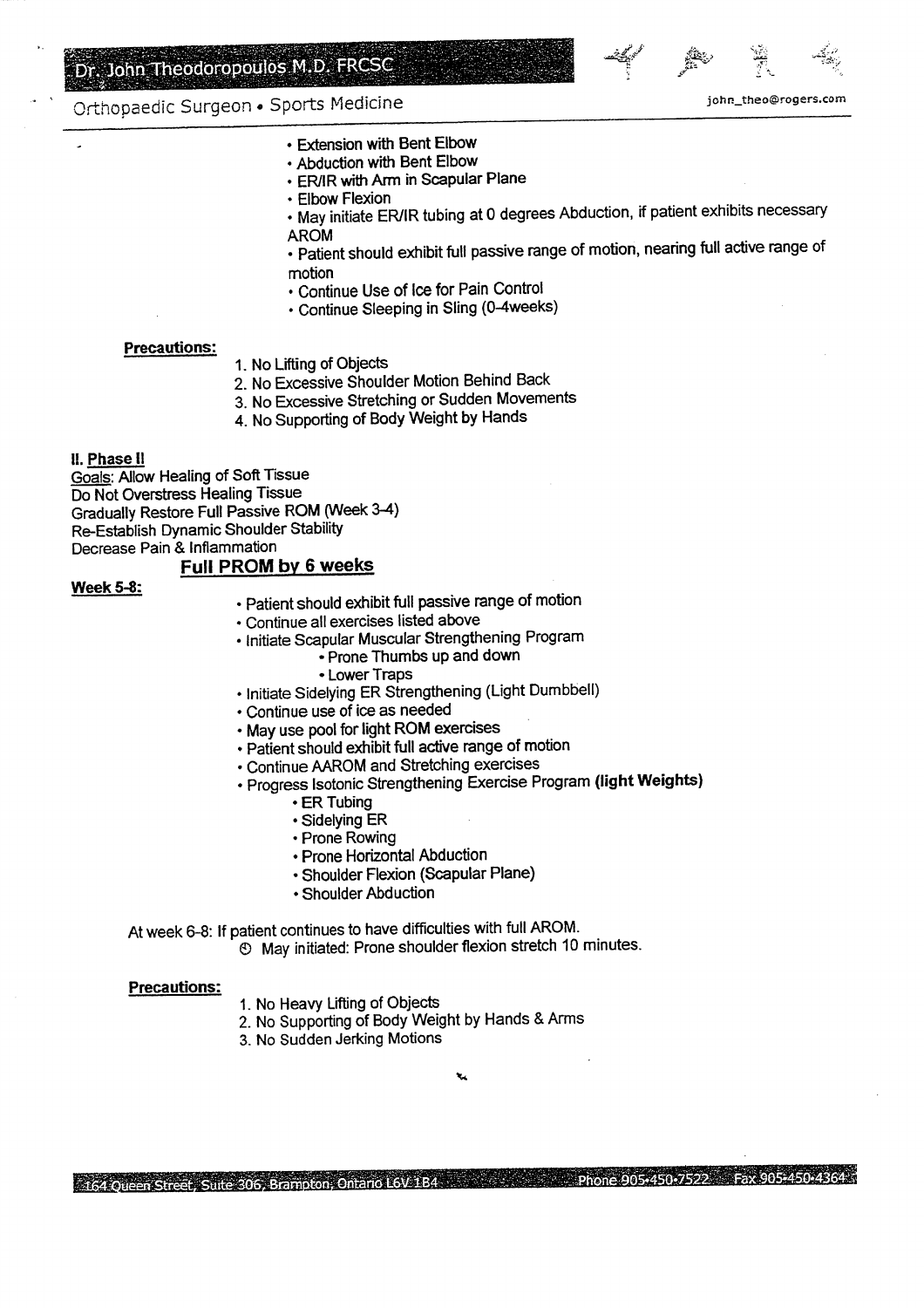- Extension with Bent Elbow
- Abduction with Bent Elbow
- ER/IR with Arm in Scapular Plane
- Elbow Flexion
- May initiate ER/IR tubing at 0 degrees Abduction, if patient exhibits necessary AROM
- Patient should exhibit full passive range of motion, nearing full active range of motion
- Continue Use of Ice for Pain Control
- Continue Sleeping in Sling (0-4weeks)

**Precautions:**

1. No Lifting of Objects
2. No Excessive Shoulder Motion Behind Back
3. No Excessive Stretching or Sudden Movements
4. No Supporting of Body Weight by Hands

**II. Phase II**

Goals: Allow Healing of Soft Tissue
Do Not Overstress Healing Tissue
Gradually Restore Full Passive ROM (Week 3-4)
Re-Establish Dynamic Shoulder Stability
Decrease Pain & Inflammation

**Full PROM by 6 weeks**

**Week 5-8:**

- Patient should exhibit full passive range of motion
- Continue all exercises listed above
- Initiate Scapular Muscular Strengthening Program
  - Prone Thumbs up and down
  - Lower Traps
- Initiate Sidelying ER Strengthening (Light Dumbbell)
- Continue use of ice as needed
- May use pool for light ROM exercises
- Patient should exhibit full active range of motion
- Continue AAROM and Stretching exercises
- Progress Isotonic Strengthening Exercise Program **(light Weights)**
  - ER Tubing
  - Sidelying ER
  - Prone Rowing
  - Prone Horizontal Abduction
  - Shoulder Flexion (Scapular Plane)
  - Shoulder Abduction

At week 6-8: If patient continues to have difficulties with full AROM.
May initiated: Prone shoulder flexion stretch 10 minutes.

**Precautions:**

1. No Heavy Lifting of Objects
2. No Supporting of Body Weight by Hands & Arms
3. No Sudden Jerking Motions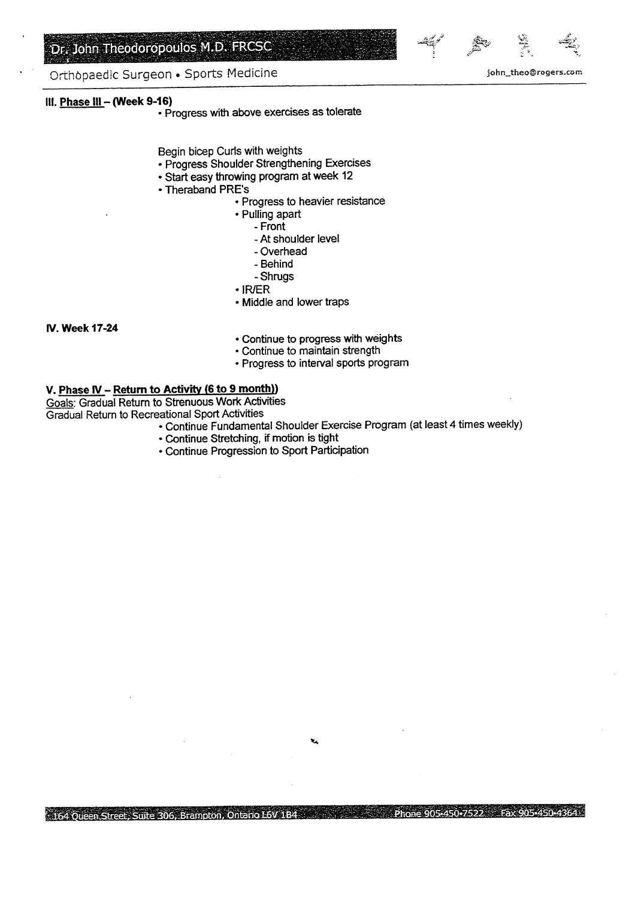### III. **Phase III** – (Week 9-16)

- Progress with above exercises as tolerate

Begin bicep Curls with weights

- Progress Shoulder Strengthening Exercises
- Start easy throwing program at week 12
- Theraband PRE's
  - Progress to heavier resistance
  - Pulling apart
    - Front
    - At shoulder level
    - Overhead
    - Behind
    - Shrugs
  - IR/ER
  - Middle and lower traps

### IV. Week 17-24

- Continue to progress with weights
- Continue to maintain strength
- Progress to interval sports program

### V. **Phase IV – Return to Activity (6 to 9 month))**

Goals: Gradual Return to Strenuous Work Activities
Gradual Return to Recreational Sport Activities

- Continue Fundamental Shoulder Exercise Program (at least 4 times weekly)
- Continue Stretching, if motion is tight
- Continue Progression to Sport Participation